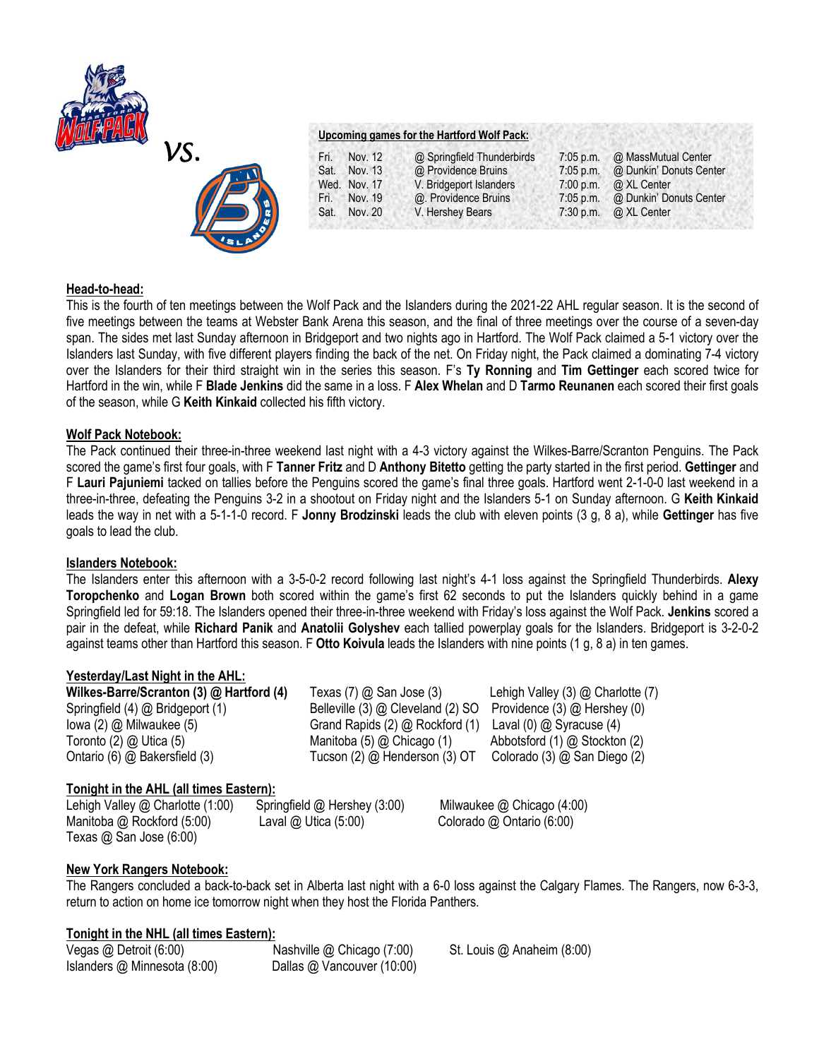vs.

**Upcoming games for the Hartford Wolf Pack:**

| | | | | |
|---|---|---|---|---|
| Fri. | Nov. 12 | @ Springfield Thunderbirds | 7:05 p.m. | @ MassMutual Center |
| Sat. | Nov. 13 | @ Providence Bruins | 7:05 p.m. | @ Dunkin' Donuts Center |
| Wed. | Nov. 17 | V. Bridgeport Islanders | 7:00 p.m. | @ XL Center |
| Fri. | Nov. 19 | @. Providence Bruins | 7:05 p.m. | @ Dunkin' Donuts Center |
| Sat. | Nov. 20 | V. Hershey Bears | 7:30 p.m. | @ XL Center |

**Head-to-head:**

This is the fourth of ten meetings between the Wolf Pack and the Islanders during the 2021-22 AHL regular season. It is the second of five meetings between the teams at Webster Bank Arena this season, and the final of three meetings over the course of a seven-day span. The sides met last Sunday afternoon in Bridgeport and two nights ago in Hartford. The Wolf Pack claimed a 5-1 victory over the Islanders last Sunday, with five different players finding the back of the net. On Friday night, the Pack claimed a dominating 7-4 victory over the Islanders for their third straight win in the series this season. F's **Ty Ronning** and **Tim Gettinger** each scored twice for Hartford in the win, while F **Blade Jenkins** did the same in a loss. F **Alex Whelan** and D **Tarmo Reunanen** each scored their first goals of the season, while G **Keith Kinkaid** collected his fifth victory.

**Wolf Pack Notebook:**

The Pack continued their three-in-three weekend last night with a 4-3 victory against the Wilkes-Barre/Scranton Penguins. The Pack scored the game's first four goals, with F **Tanner Fritz** and D **Anthony Bitetto** getting the party started in the first period. **Gettinger** and F **Lauri Pajuniemi** tacked on tallies before the Penguins scored the game's final three goals. Hartford went 2-1-0-0 last weekend in a three-in-three, defeating the Penguins 3-2 in a shootout on Friday night and the Islanders 5-1 on Sunday afternoon. G **Keith Kinkaid** leads the way in net with a 5-1-1-0 record. F **Jonny Brodzinski** leads the club with eleven points (3 g, 8 a), while **Gettinger** has five goals to lead the club.

**Islanders Notebook:**

The Islanders enter this afternoon with a 3-5-0-2 record following last night's 4-1 loss against the Springfield Thunderbirds. **Alexy Toropchenko** and **Logan Brown** both scored within the game's first 62 seconds to put the Islanders quickly behind in a game Springfield led for 59:18. The Islanders opened their three-in-three weekend with Friday's loss against the Wolf Pack. **Jenkins** scored a pair in the defeat, while **Richard Panik** and **Anatolii Golyshev** each tallied powerplay goals for the Islanders. Bridgeport is 3-2-0-2 against teams other than Hartford this season. F **Otto Koivula** leads the Islanders with nine points (1 g, 8 a) in ten games.

**Yesterday/Last Night in the AHL:**

**Wilkes-Barre/Scranton (3) @ Hartford (4)**
Springfield (4) @ Bridgeport (1)
Iowa (2) @ Milwaukee (5)
Toronto (2) @ Utica (5)
Ontario (6) @ Bakersfield (3)
Texas (7) @ San Jose (3)
Belleville (3) @ Cleveland (2) SO
Grand Rapids (2) @ Rockford (1)
Manitoba (5) @ Chicago (1)
Tucson (2) @ Henderson (3) OT
Lehigh Valley (3) @ Charlotte (7)
Providence (3) @ Hershey (0)
Laval (0) @ Syracuse (4)
Abbotsford (1) @ Stockton (2)
Colorado (3) @ San Diego (2)

**Tonight in the AHL (all times Eastern):**

Lehigh Valley @ Charlotte (1:00)
Manitoba @ Rockford (5:00)
Texas @ San Jose (6:00)
Springfield @ Hershey (3:00)
Laval @ Utica (5:00)
Milwaukee @ Chicago (4:00)
Colorado @ Ontario (6:00)

**New York Rangers Notebook:**

The Rangers concluded a back-to-back set in Alberta last night with a 6-0 loss against the Calgary Flames. The Rangers, now 6-3-3, return to action on home ice tomorrow night when they host the Florida Panthers.

**Tonight in the NHL (all times Eastern):**

Vegas @ Detroit (6:00)
Islanders @ Minnesota (8:00)
Nashville @ Chicago (7:00)
Dallas @ Vancouver (10:00)
St. Louis @ Anaheim (8:00)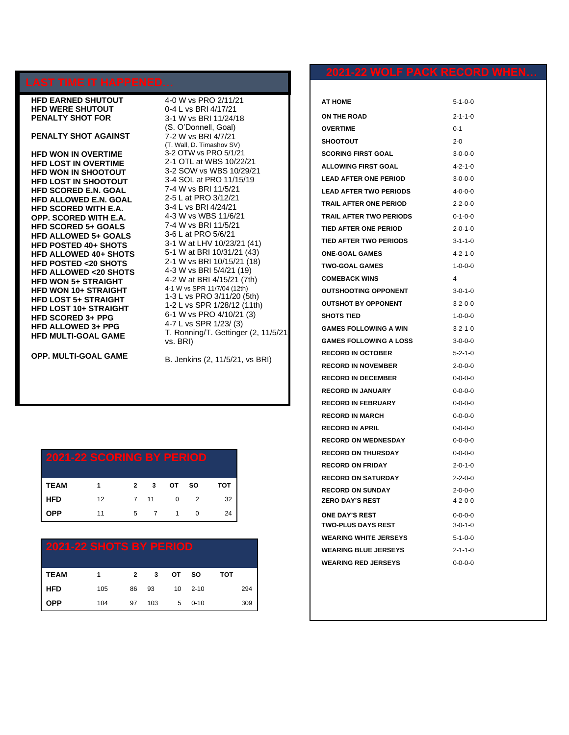## LAST TIME IT HAPPENED…

| | |
|---|---|
| **HFD EARNED SHUTOUT** | 4-0 W vs PRO 2/11/21 |
| **HFD WERE SHUTOUT** | 0-4 L vs BRI 4/17/21 |
| **PENALTY SHOT FOR** | 3-1 W vs BRI 11/24/18 (S. O'Donnell, Goal) |
| **PENALTY SHOT AGAINST** | 7-2 W vs BRI 4/7/21 (T. Wall, D. Timashov SV) |
| **HFD WON IN OVERTIME** | 3-2 OTW vs PRO 5/1/21 |
| **HFD LOST IN OVERTIME** | 2-1 OTL at WBS 10/22/21 |
| **HFD WON IN SHOOTOUT** | 3-2 SOW vs WBS 10/29/21 |
| **HFD LOST IN SHOOTOUT** | 3-4 SOL at PRO 11/15/19 |
| **HFD SCORED E.N. GOAL** | 7-4 W vs BRI 11/5/21 |
| **HFD ALLOWED E.N. GOAL** | 2-5 L at PRO 3/12/21 |
| **HFD SCORED WITH E.A.** | 3-4 L vs BRI 4/24/21 |
| **OPP. SCORED WITH E.A.** | 4-3 W vs WBS 11/6/21 |
| **HFD SCORED 5+ GOALS** | 7-4 W vs BRI 11/5/21 |
| **HFD ALLOWED 5+ GOALS** | 3-6 L at PRO 5/6/21 |
| **HFD POSTED 40+ SHOTS** | 3-1 W at LHV 10/23/21 (41) |
| **HFD ALLOWED 40+ SHOTS** | 5-1 W at BRI 10/31/21 (43) |
| **HFD POSTED <20 SHOTS** | 2-1 W vs BRI 10/15/21 (18) |
| **HFD ALLOWED <20 SHOTS** | 4-3 W vs BRI 5/4/21 (19) |
| **HFD WON 5+ STRAIGHT** | 4-2 W at BRI 4/15/21 (7th) |
| **HFD WON 10+ STRAIGHT** | 4-1 W vs SPR 11/7/04 (12th) |
| **HFD LOST 5+ STRAIGHT** | 1-3 L vs PRO 3/11/20 (5th) |
| **HFD LOST 10+ STRAIGHT** | 1-2 L vs SPR 1/28/12 (11th) |
| **HFD SCORED 3+ PPG** | 6-1 W vs PRO 4/10/21 (3) |
| **HFD ALLOWED 3+ PPG** | 4-7 L vs SPR 1/23/ (3) |
| **HFD MULTI-GOAL GAME** | T. Ronning/T. Gettinger (2, 11/5/21 vs. BRI) |
| **OPP. MULTI-GOAL GAME** | B. Jenkins (2, 11/5/21, vs BRI) |

## 2021-22 SCORING BY PERIOD

| TEAM | 1 | 2 | 3 | OT | SO | TOT |
|---|---|---|---|---|---|---|
| HFD | 12 | 7 | 11 | 0 | 2 | 32 |
| OPP | 11 | 5 | 7 | 1 | 0 | 24 |

## 2021-22 SHOTS BY PERIOD

| TEAM | 1 | 2 | 3 | OT | SO | TOT |
|---|---|---|---|---|---|---|
| HFD | 105 | 86 | 93 | 10 | 2-10 | 294 |
| OPP | 104 | 97 | 103 | 5 | 0-10 | 309 |

## 2021-22 WOLF PACK RECORD WHEN…

| | |
|---|---|
| **AT HOME** | 5-1-0-0 |
| **ON THE ROAD** | 2-1-1-0 |
| **OVERTIME** | 0-1 |
| **SHOOTOUT** | 2-0 |
| **SCORING FIRST GOAL** | 3-0-0-0 |
| **ALLOWING FIRST GOAL** | 4-2-1-0 |
| **LEAD AFTER ONE PERIOD** | 3-0-0-0 |
| **LEAD AFTER TWO PERIODS** | 4-0-0-0 |
| **TRAIL AFTER ONE PERIOD** | 2-2-0-0 |
| **TRAIL AFTER TWO PERIODS** | 0-1-0-0 |
| **TIED AFTER ONE PERIOD** | 2-0-1-0 |
| **TIED AFTER TWO PERIODS** | 3-1-1-0 |
| **ONE-GOAL GAMES** | 4-2-1-0 |
| **TWO-GOAL GAMES** | 1-0-0-0 |
| **COMEBACK WINS** | 4 |
| **OUTSHOOTING OPPONENT** | 3-0-1-0 |
| **OUTSHOT BY OPPONENT** | 3-2-0-0 |
| **SHOTS TIED** | 1-0-0-0 |
| **GAMES FOLLOWING A WIN** | 3-2-1-0 |
| **GAMES FOLLOWING A LOSS** | 3-0-0-0 |
| **RECORD IN OCTOBER** | 5-2-1-0 |
| **RECORD IN NOVEMBER** | 2-0-0-0 |
| **RECORD IN DECEMBER** | 0-0-0-0 |
| **RECORD IN JANUARY** | 0-0-0-0 |
| **RECORD IN FEBRUARY** | 0-0-0-0 |
| **RECORD IN MARCH** | 0-0-0-0 |
| **RECORD IN APRIL** | 0-0-0-0 |
| **RECORD ON WEDNESDAY** | 0-0-0-0 |
| **RECORD ON THURSDAY** | 0-0-0-0 |
| **RECORD ON FRIDAY** | 2-0-1-0 |
| **RECORD ON SATURDAY** | 2-2-0-0 |
| **RECORD ON SUNDAY** | 2-0-0-0 |
| **ZERO DAY'S REST** | 4-2-0-0 |
| **ONE DAY'S REST** | 0-0-0-0 |
| **TWO-PLUS DAYS REST** | 3-0-1-0 |
| **WEARING WHITE JERSEYS** | 5-1-0-0 |
| **WEARING BLUE JERSEYS** | 2-1-1-0 |
| **WEARING RED JERSEYS** | 0-0-0-0 |